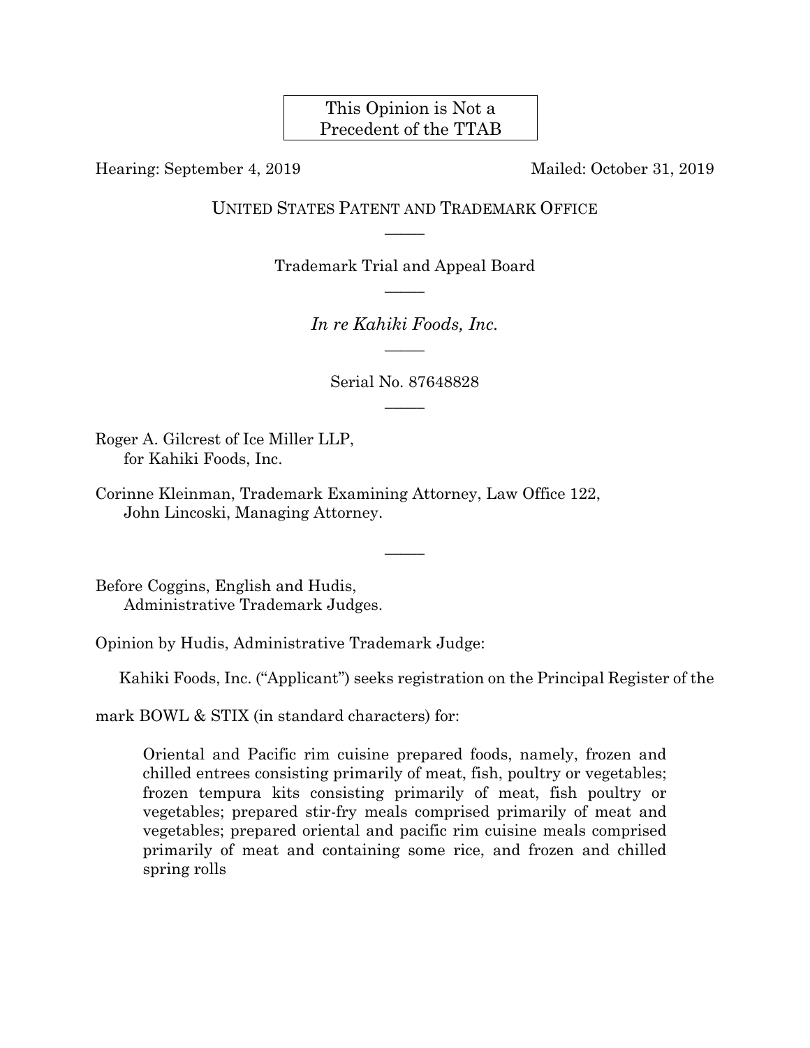This Opinion is Not a Precedent of the TTAB

Hearing: September 4, 2019 Mailed: October 31, 2019

UNITED STATES PATENT AND TRADEMARK OFFICE

Trademark Trial and Appeal Board

*In re Kahiki Foods, Inc.*

Serial No. 87648828

Roger A. Gilcrest of Ice Miller LLP,
for Kahiki Foods, Inc.

Corinne Kleinman, Trademark Examining Attorney, Law Office 122,
John Lincoski, Managing Attorney.

Before Coggins, English and Hudis,
Administrative Trademark Judges.

Opinion by Hudis, Administrative Trademark Judge:

Kahiki Foods, Inc. ("Applicant") seeks registration on the Principal Register of the mark BOWL & STIX (in standard characters) for:

> Oriental and Pacific rim cuisine prepared foods, namely, frozen and chilled entrees consisting primarily of meat, fish, poultry or vegetables; frozen tempura kits consisting primarily of meat, fish poultry or vegetables; prepared stir-fry meals comprised primarily of meat and vegetables; prepared oriental and pacific rim cuisine meals comprised primarily of meat and containing some rice, and frozen and chilled spring rolls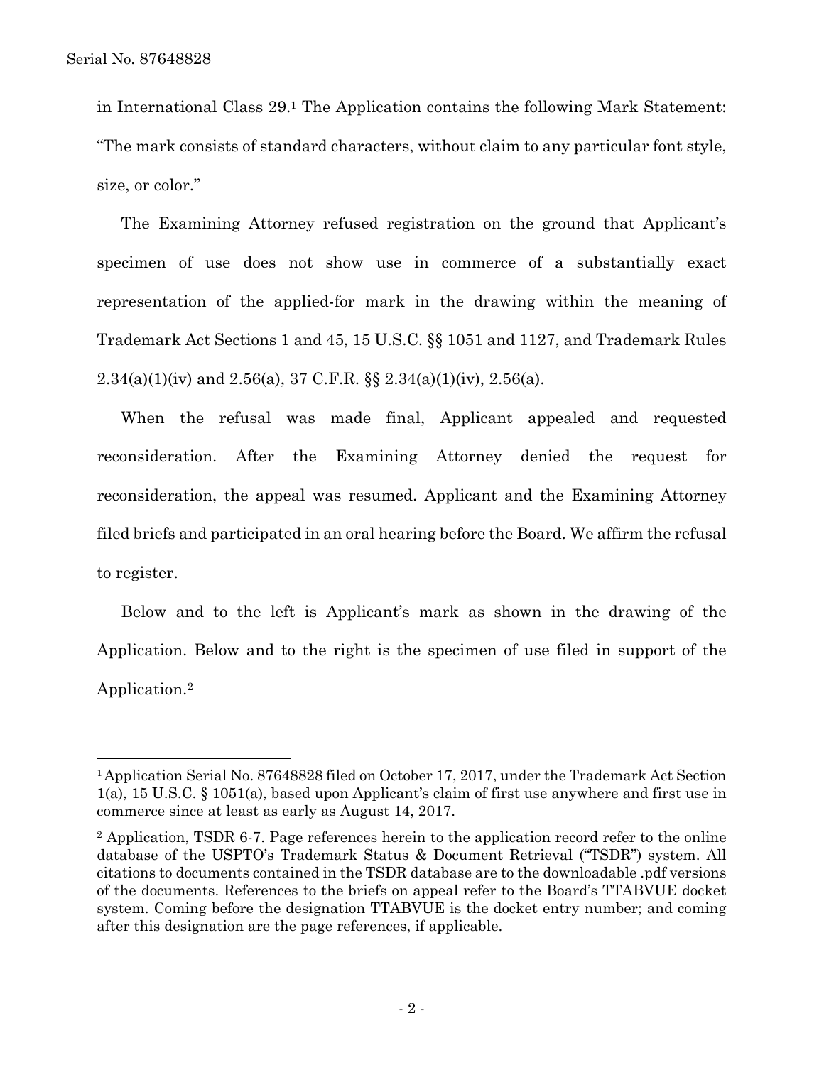in International Class 29.[1] The Application contains the following Mark Statement: "The mark consists of standard characters, without claim to any particular font style, size, or color."

The Examining Attorney refused registration on the ground that Applicant's specimen of use does not show use in commerce of a substantially exact representation of the applied-for mark in the drawing within the meaning of Trademark Act Sections 1 and 45, 15 U.S.C. §§ 1051 and 1127, and Trademark Rules 2.34(a)(1)(iv) and 2.56(a), 37 C.F.R. §§ 2.34(a)(1)(iv), 2.56(a).

When the refusal was made final, Applicant appealed and requested reconsideration. After the Examining Attorney denied the request for reconsideration, the appeal was resumed. Applicant and the Examining Attorney filed briefs and participated in an oral hearing before the Board. We affirm the refusal to register.

Below and to the left is Applicant's mark as shown in the drawing of the Application. Below and to the right is the specimen of use filed in support of the Application.[2]

---

[1] Application Serial No. 87648828 filed on October 17, 2017, under the Trademark Act Section 1(a), 15 U.S.C. § 1051(a), based upon Applicant's claim of first use anywhere and first use in commerce since at least as early as August 14, 2017.

[2] Application, TSDR 6-7. Page references herein to the application record refer to the online database of the USPTO's Trademark Status & Document Retrieval ("TSDR") system. All citations to documents contained in the TSDR database are to the downloadable .pdf versions of the documents. References to the briefs on appeal refer to the Board's TTABVUE docket system. Coming before the designation TTABVUE is the docket entry number; and coming after this designation are the page references, if applicable.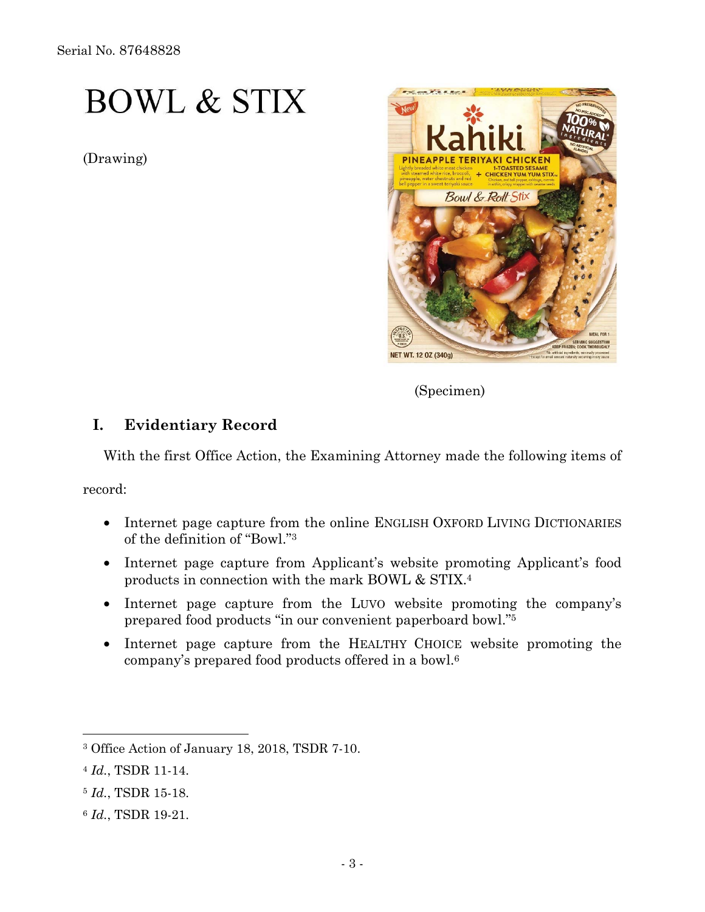BOWL & STIX

(Drawing)

(Specimen)

## I. Evidentiary Record

With the first Office Action, the Examining Attorney made the following items of record:

- Internet page capture from the online ENGLISH OXFORD LIVING DICTIONARIES of the definition of "Bowl."[3]
- Internet page capture from Applicant's website promoting Applicant's food products in connection with the mark BOWL & STIX.[4]
- Internet page capture from the LUVO website promoting the company's prepared food products "in our convenient paperboard bowl."[5]
- Internet page capture from the HEALTHY CHOICE website promoting the company's prepared food products offered in a bowl.[6]

---

[3] Office Action of January 18, 2018, TSDR 7-10.

[4] *Id.*, TSDR 11-14.

[5] *Id.*, TSDR 15-18.

[6] *Id.*, TSDR 19-21.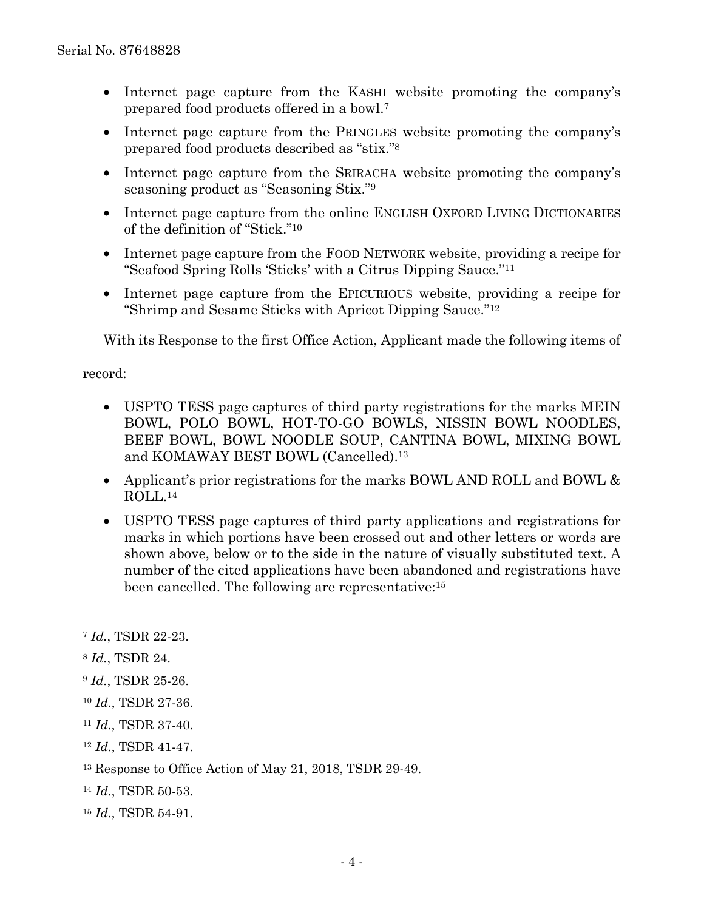- Internet page capture from the KASHI website promoting the company's prepared food products offered in a bowl.[7]
- Internet page capture from the PRINGLES website promoting the company's prepared food products described as "stix."[8]
- Internet page capture from the SRIRACHA website promoting the company's seasoning product as "Seasoning Stix."[9]
- Internet page capture from the online ENGLISH OXFORD LIVING DICTIONARIES of the definition of "Stick."[10]
- Internet page capture from the FOOD NETWORK website, providing a recipe for "Seafood Spring Rolls 'Sticks' with a Citrus Dipping Sauce."[11]
- Internet page capture from the EPICURIOUS website, providing a recipe for "Shrimp and Sesame Sticks with Apricot Dipping Sauce."[12]

With its Response to the first Office Action, Applicant made the following items of record:

- USPTO TESS page captures of third party registrations for the marks MEIN BOWL, POLO BOWL, HOT-TO-GO BOWLS, NISSIN BOWL NOODLES, BEEF BOWL, BOWL NOODLE SOUP, CANTINA BOWL, MIXING BOWL and KOMAWAY BEST BOWL (Cancelled).[13]
- Applicant's prior registrations for the marks BOWL AND ROLL and BOWL & ROLL.[14]
- USPTO TESS page captures of third party applications and registrations for marks in which portions have been crossed out and other letters or words are shown above, below or to the side in the nature of visually substituted text. A number of the cited applications have been abandoned and registrations have been cancelled. The following are representative:[15]

---

[7] *Id.*, TSDR 22-23.

[8] *Id.*, TSDR 24.

[9] *Id.*, TSDR 25-26.

[10] *Id.*, TSDR 27-36.

[11] *Id.*, TSDR 37-40.

[12] *Id.*, TSDR 41-47.

[13] Response to Office Action of May 21, 2018, TSDR 29-49.

[14] *Id.*, TSDR 50-53.

[15] *Id.*, TSDR 54-91.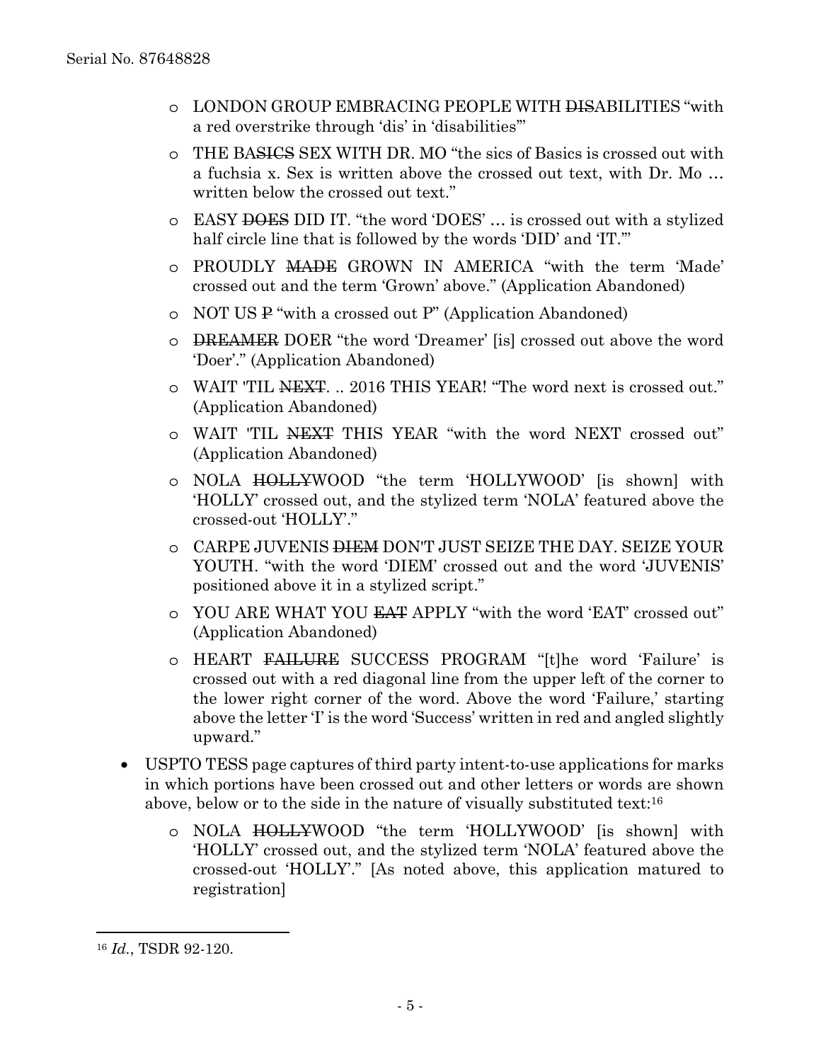- LONDON GROUP EMBRACING PEOPLE WITH ~~DIS~~ABILITIES "with a red overstrike through 'dis' in 'disabilities'"
- THE BA~~SICS~~ SEX WITH DR. MO "the sics of Basics is crossed out with a fuchsia x. Sex is written above the crossed out text, with Dr. Mo … written below the crossed out text."
- EASY ~~DOES~~ DID IT. "the word 'DOES' … is crossed out with a stylized half circle line that is followed by the words 'DID' and 'IT.'"
- PROUDLY ~~MADE~~ GROWN IN AMERICA "with the term 'Made' crossed out and the term 'Grown' above." (Application Abandoned)
- NOT US ~~P~~ "with a crossed out P" (Application Abandoned)
- ~~DREAMER~~ DOER "the word 'Dreamer' [is] crossed out above the word 'Doer'." (Application Abandoned)
- WAIT 'TIL ~~NEXT~~. .. 2016 THIS YEAR! "The word next is crossed out." (Application Abandoned)
- WAIT 'TIL ~~NEXT~~ THIS YEAR "with the word NEXT crossed out" (Application Abandoned)
- NOLA ~~HOLLY~~WOOD "the term 'HOLLYWOOD' [is shown] with 'HOLLY' crossed out, and the stylized term 'NOLA' featured above the crossed-out 'HOLLY'."
- CARPE JUVENIS ~~DIEM~~ DON'T JUST SEIZE THE DAY. SEIZE YOUR YOUTH. "with the word 'DIEM' crossed out and the word 'JUVENIS' positioned above it in a stylized script."
- YOU ARE WHAT YOU ~~EAT~~ APPLY "with the word 'EAT' crossed out" (Application Abandoned)
- HEART ~~FAILURE~~ SUCCESS PROGRAM "[t]he word 'Failure' is crossed out with a red diagonal line from the upper left of the corner to the lower right corner of the word. Above the word 'Failure,' starting above the letter 'I' is the word 'Success' written in red and angled slightly upward."

- USPTO TESS page captures of third party intent-to-use applications for marks in which portions have been crossed out and other letters or words are shown above, below or to the side in the nature of visually substituted text:[16]
  - NOLA ~~HOLLY~~WOOD "the term 'HOLLYWOOD' [is shown] with 'HOLLY' crossed out, and the stylized term 'NOLA' featured above the crossed-out 'HOLLY'." [As noted above, this application matured to registration]

---

[16] *Id.*, TSDR 92-120.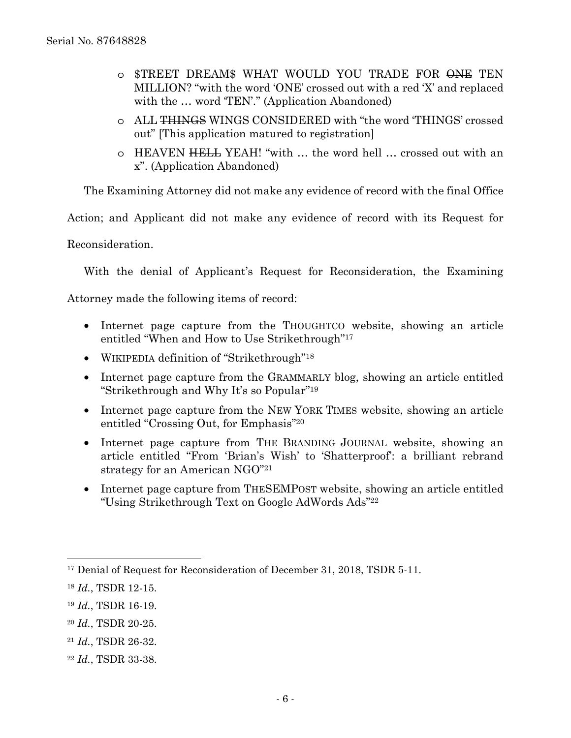- $TREET DREAM$ WHAT WOULD YOU TRADE FOR ~~ONE~~ TEN MILLION? "with the word 'ONE' crossed out with a red 'X' and replaced with the … word 'TEN'." (Application Abandoned)
- ALL ~~THINGS~~ WINGS CONSIDERED with "the word 'THINGS' crossed out" [This application matured to registration]
- HEAVEN ~~HELL~~ YEAH! "with … the word hell … crossed out with an x". (Application Abandoned)

The Examining Attorney did not make any evidence of record with the final Office Action; and Applicant did not make any evidence of record with its Request for Reconsideration.

With the denial of Applicant's Request for Reconsideration, the Examining Attorney made the following items of record:

- Internet page capture from the THOUGHTCO website, showing an article entitled "When and How to Use Strikethrough"[17]
- WIKIPEDIA definition of "Strikethrough"[18]
- Internet page capture from the GRAMMARLY blog, showing an article entitled "Strikethrough and Why It's so Popular"[19]
- Internet page capture from the NEW YORK TIMES website, showing an article entitled "Crossing Out, for Emphasis"[20]
- Internet page capture from THE BRANDING JOURNAL website, showing an article entitled "From 'Brian's Wish' to 'Shatterproof': a brilliant rebrand strategy for an American NGO"[21]
- Internet page capture from THESEMPOST website, showing an article entitled "Using Strikethrough Text on Google AdWords Ads"[22]

---

[17] Denial of Request for Reconsideration of December 31, 2018, TSDR 5-11.

[18] *Id.*, TSDR 12-15.

[19] *Id.*, TSDR 16-19.

[20] *Id.*, TSDR 20-25.

[21] *Id.*, TSDR 26-32.

[22] *Id.*, TSDR 33-38.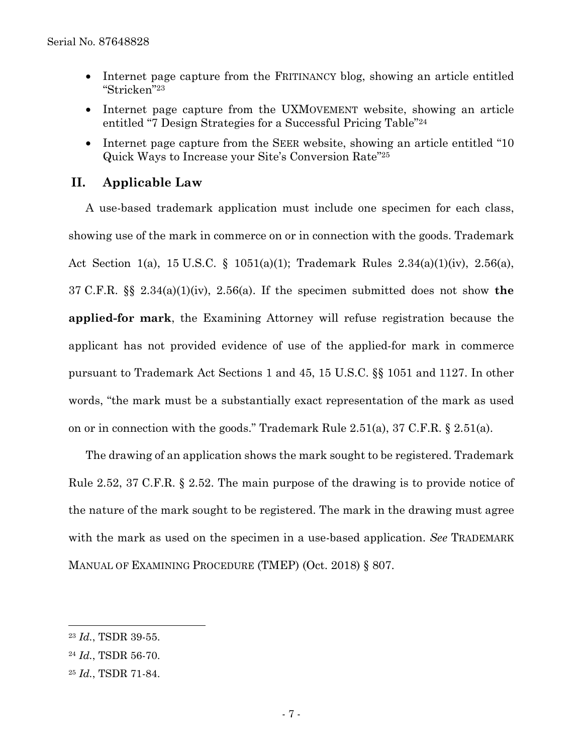- Internet page capture from the FRITINANCY blog, showing an article entitled "Stricken"[23]
- Internet page capture from the UXMOVEMENT website, showing an article entitled "7 Design Strategies for a Successful Pricing Table"[24]
- Internet page capture from the SEER website, showing an article entitled "10 Quick Ways to Increase your Site's Conversion Rate"[25]

## II. Applicable Law

A use-based trademark application must include one specimen for each class, showing use of the mark in commerce on or in connection with the goods. Trademark Act Section 1(a), 15 U.S.C. § 1051(a)(1); Trademark Rules 2.34(a)(1)(iv), 2.56(a), 37 C.F.R. §§ 2.34(a)(1)(iv), 2.56(a). If the specimen submitted does not show **the applied-for mark**, the Examining Attorney will refuse registration because the applicant has not provided evidence of use of the applied-for mark in commerce pursuant to Trademark Act Sections 1 and 45, 15 U.S.C. §§ 1051 and 1127. In other words, "the mark must be a substantially exact representation of the mark as used on or in connection with the goods." Trademark Rule 2.51(a), 37 C.F.R. § 2.51(a).

The drawing of an application shows the mark sought to be registered. Trademark Rule 2.52, 37 C.F.R. § 2.52. The main purpose of the drawing is to provide notice of the nature of the mark sought to be registered. The mark in the drawing must agree with the mark as used on the specimen in a use-based application. *See* TRADEMARK MANUAL OF EXAMINING PROCEDURE (TMEP) (Oct. 2018) § 807.

---

[23] *Id.*, TSDR 39-55.

[24] *Id.*, TSDR 56-70.

[25] *Id.*, TSDR 71-84.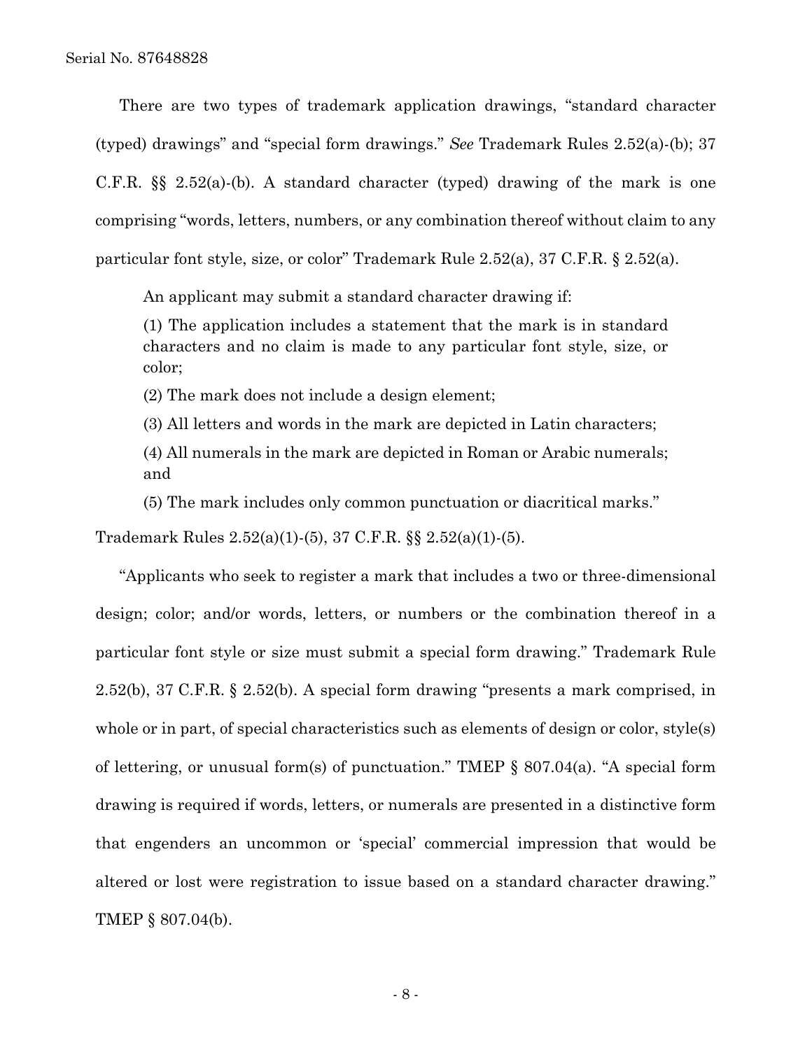There are two types of trademark application drawings, "standard character (typed) drawings" and "special form drawings." *See* Trademark Rules 2.52(a)-(b); 37 C.F.R. §§ 2.52(a)-(b). A standard character (typed) drawing of the mark is one comprising "words, letters, numbers, or any combination thereof without claim to any particular font style, size, or color" Trademark Rule 2.52(a), 37 C.F.R. § 2.52(a).

> An applicant may submit a standard character drawing if:
>
> (1) The application includes a statement that the mark is in standard characters and no claim is made to any particular font style, size, or color;
>
> (2) The mark does not include a design element;
>
> (3) All letters and words in the mark are depicted in Latin characters;
>
> (4) All numerals in the mark are depicted in Roman or Arabic numerals; and
>
> (5) The mark includes only common punctuation or diacritical marks."

Trademark Rules 2.52(a)(1)-(5), 37 C.F.R. §§ 2.52(a)(1)-(5).

"Applicants who seek to register a mark that includes a two or three-dimensional design; color; and/or words, letters, or numbers or the combination thereof in a particular font style or size must submit a special form drawing." Trademark Rule 2.52(b), 37 C.F.R. § 2.52(b). A special form drawing "presents a mark comprised, in whole or in part, of special characteristics such as elements of design or color, style(s) of lettering, or unusual form(s) of punctuation." TMEP § 807.04(a). "A special form drawing is required if words, letters, or numerals are presented in a distinctive form that engenders an uncommon or 'special' commercial impression that would be altered or lost were registration to issue based on a standard character drawing." TMEP § 807.04(b).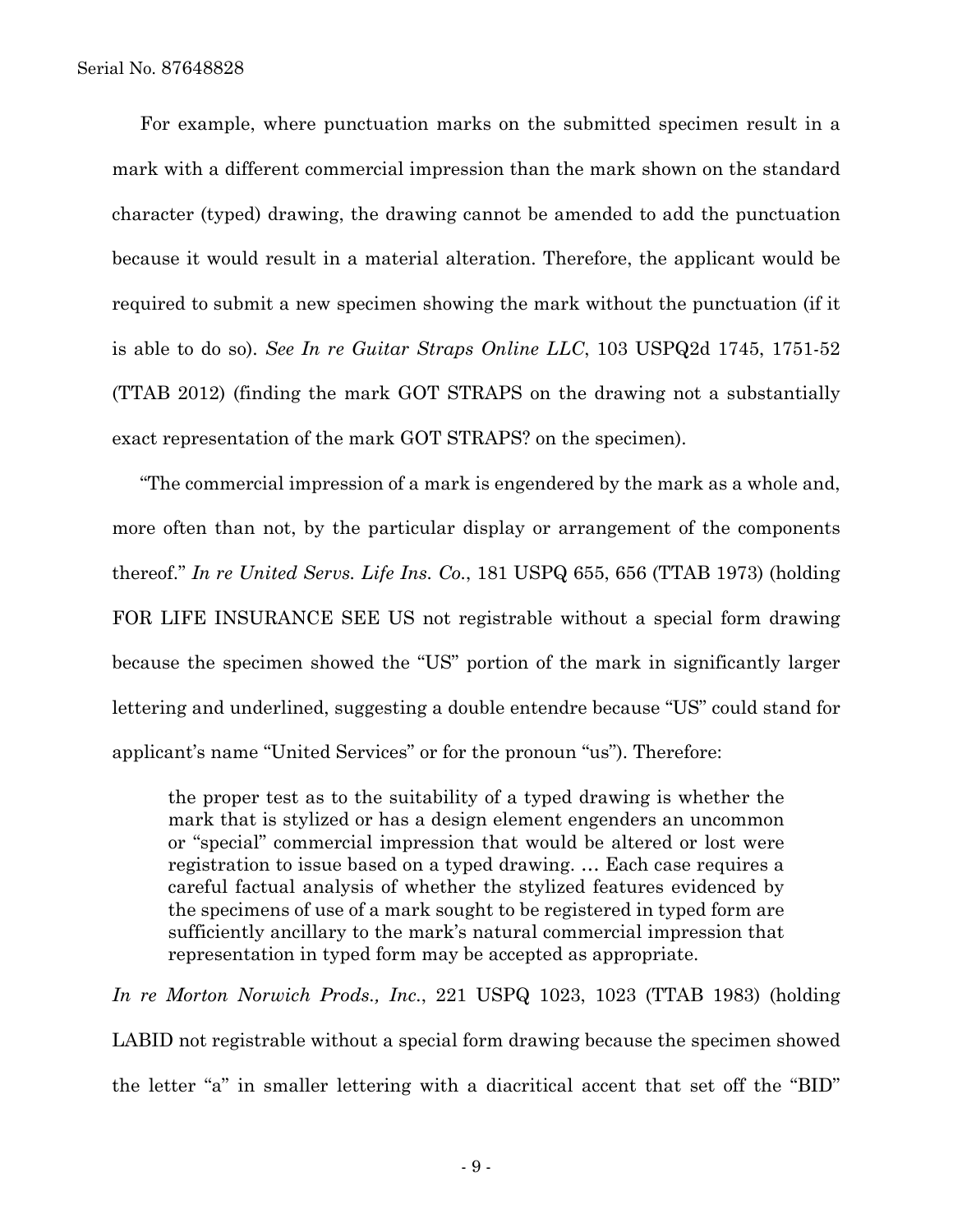For example, where punctuation marks on the submitted specimen result in a mark with a different commercial impression than the mark shown on the standard character (typed) drawing, the drawing cannot be amended to add the punctuation because it would result in a material alteration. Therefore, the applicant would be required to submit a new specimen showing the mark without the punctuation (if it is able to do so). *See In re Guitar Straps Online LLC*, 103 USPQ2d 1745, 1751-52 (TTAB 2012) (finding the mark GOT STRAPS on the drawing not a substantially exact representation of the mark GOT STRAPS? on the specimen).

"The commercial impression of a mark is engendered by the mark as a whole and, more often than not, by the particular display or arrangement of the components thereof." *In re United Servs. Life Ins. Co.*, 181 USPQ 655, 656 (TTAB 1973) (holding FOR LIFE INSURANCE SEE US not registrable without a special form drawing because the specimen showed the "US" portion of the mark in significantly larger lettering and underlined, suggesting a double entendre because "US" could stand for applicant's name "United Services" or for the pronoun "us"). Therefore:

> the proper test as to the suitability of a typed drawing is whether the mark that is stylized or has a design element engenders an uncommon or "special" commercial impression that would be altered or lost were registration to issue based on a typed drawing. … Each case requires a careful factual analysis of whether the stylized features evidenced by the specimens of use of a mark sought to be registered in typed form are sufficiently ancillary to the mark's natural commercial impression that representation in typed form may be accepted as appropriate.

*In re Morton Norwich Prods., Inc.*, 221 USPQ 1023, 1023 (TTAB 1983) (holding LABID not registrable without a special form drawing because the specimen showed the letter "a" in smaller lettering with a diacritical accent that set off the "BID"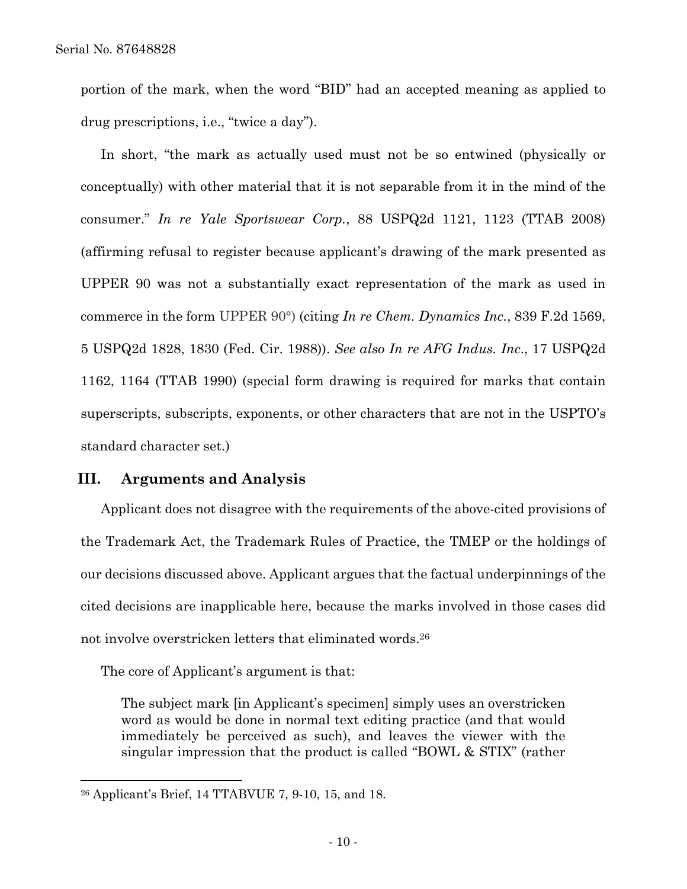portion of the mark, when the word "BID" had an accepted meaning as applied to drug prescriptions, i.e., "twice a day").

In short, "the mark as actually used must not be so entwined (physically or conceptually) with other material that it is not separable from it in the mind of the consumer." *In re Yale Sportswear Corp.*, 88 USPQ2d 1121, 1123 (TTAB 2008) (affirming refusal to register because applicant's drawing of the mark presented as UPPER 90 was not a substantially exact representation of the mark as used in commerce in the form UPPER 90°) (citing *In re Chem. Dynamics Inc.*, 839 F.2d 1569, 5 USPQ2d 1828, 1830 (Fed. Cir. 1988)). *See also In re AFG Indus. Inc*., 17 USPQ2d 1162, 1164 (TTAB 1990) (special form drawing is required for marks that contain superscripts, subscripts, exponents, or other characters that are not in the USPTO's standard character set.)

## III. Arguments and Analysis

Applicant does not disagree with the requirements of the above-cited provisions of the Trademark Act, the Trademark Rules of Practice, the TMEP or the holdings of our decisions discussed above. Applicant argues that the factual underpinnings of the cited decisions are inapplicable here, because the marks involved in those cases did not involve overstricken letters that eliminated words.[26]

The core of Applicant's argument is that:

> The subject mark [in Applicant's specimen] simply uses an overstricken word as would be done in normal text editing practice (and that would immediately be perceived as such), and leaves the viewer with the singular impression that the product is called "BOWL & STIX" (rather

---

[26] Applicant's Brief, 14 TTABVUE 7, 9-10, 15, and 18.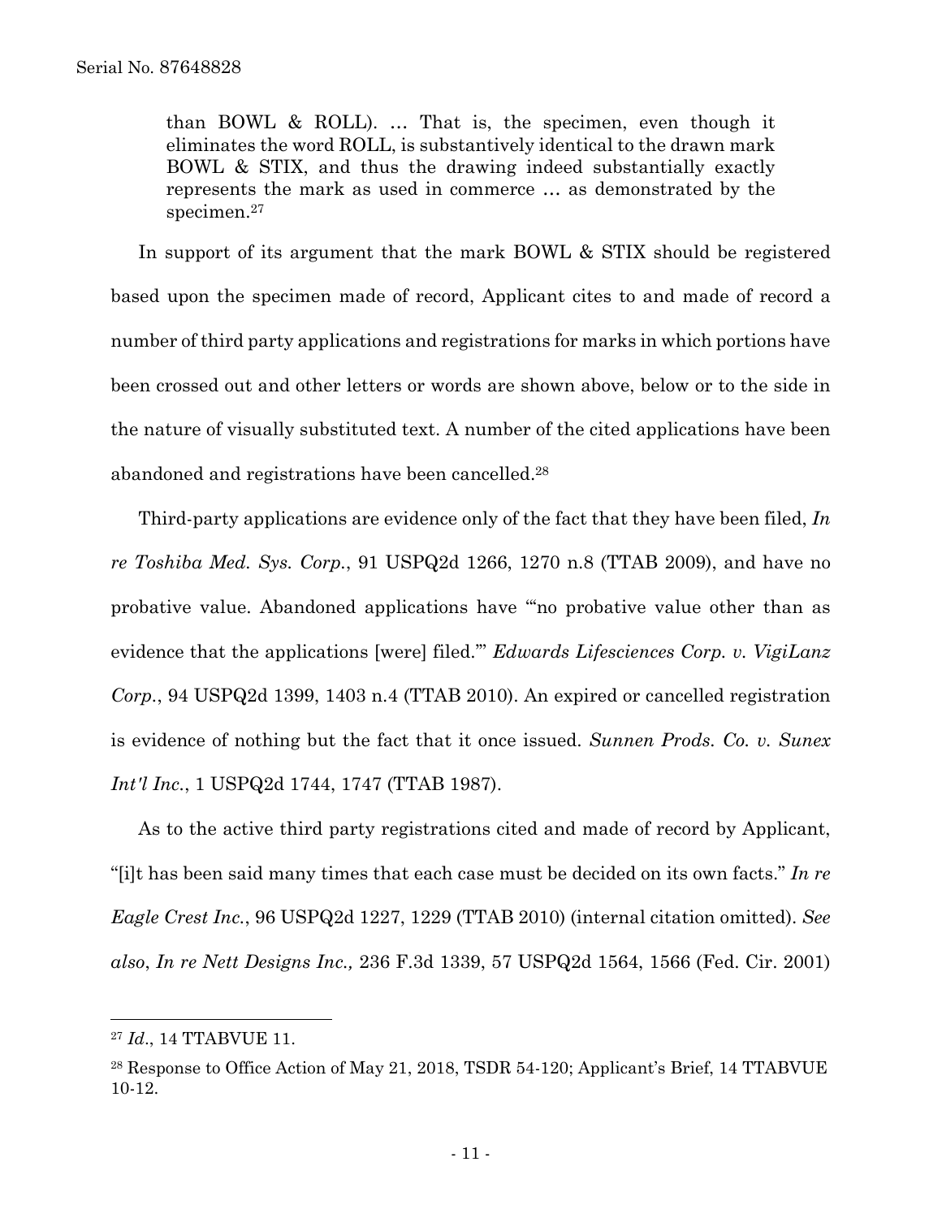> than BOWL & ROLL). … That is, the specimen, even though it eliminates the word ROLL, is substantively identical to the drawn mark BOWL & STIX, and thus the drawing indeed substantially exactly represents the mark as used in commerce … as demonstrated by the specimen.[27]

In support of its argument that the mark BOWL & STIX should be registered based upon the specimen made of record, Applicant cites to and made of record a number of third party applications and registrations for marks in which portions have been crossed out and other letters or words are shown above, below or to the side in the nature of visually substituted text. A number of the cited applications have been abandoned and registrations have been cancelled.[28]

Third-party applications are evidence only of the fact that they have been filed, *In re Toshiba Med. Sys. Corp.*, 91 USPQ2d 1266, 1270 n.8 (TTAB 2009), and have no probative value. Abandoned applications have "'no probative value other than as evidence that the applications [were] filed.'" *Edwards Lifesciences Corp. v. VigiLanz Corp.*, 94 USPQ2d 1399, 1403 n.4 (TTAB 2010). An expired or cancelled registration is evidence of nothing but the fact that it once issued. *Sunnen Prods. Co. v. Sunex Int'l Inc.*, 1 USPQ2d 1744, 1747 (TTAB 1987).

As to the active third party registrations cited and made of record by Applicant, "[i]t has been said many times that each case must be decided on its own facts." *In re Eagle Crest Inc.*, 96 USPQ2d 1227, 1229 (TTAB 2010) (internal citation omitted). *See also*, *In re Nett Designs Inc.,* 236 F.3d 1339, 57 USPQ2d 1564, 1566 (Fed. Cir. 2001)

---

[27] *Id*., 14 TTABVUE 11.

[28] Response to Office Action of May 21, 2018, TSDR 54-120; Applicant's Brief, 14 TTABVUE 10-12.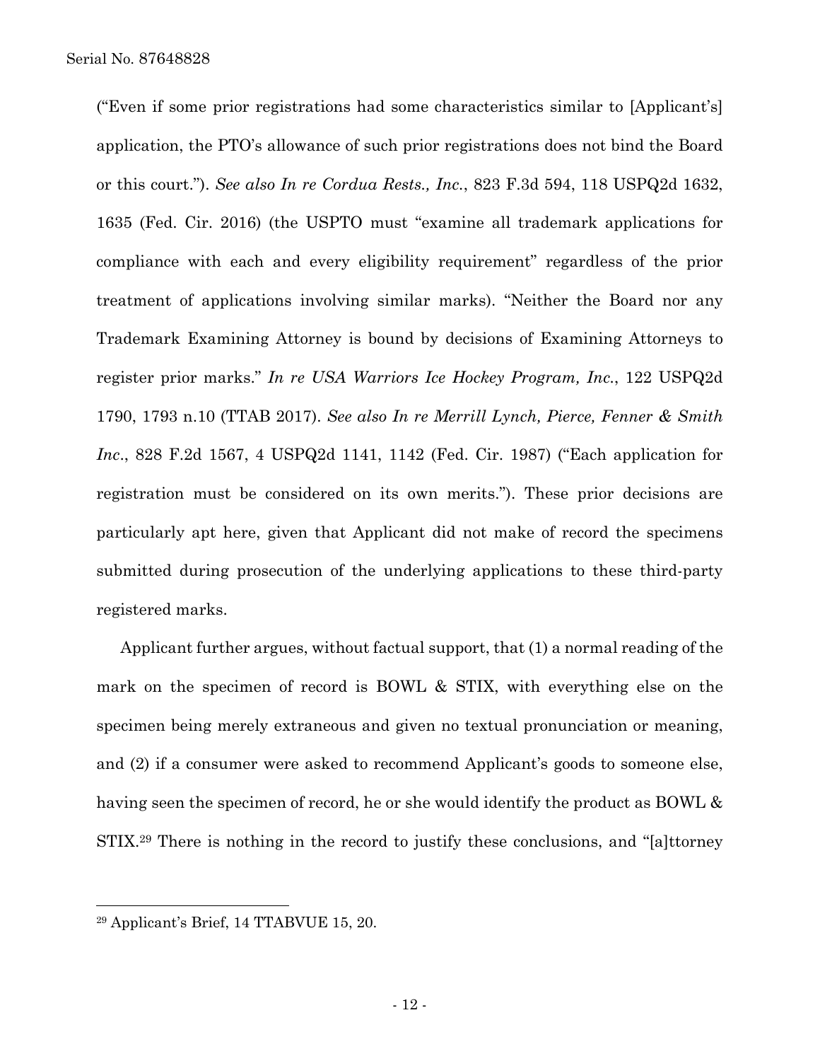("Even if some prior registrations had some characteristics similar to [Applicant's] application, the PTO's allowance of such prior registrations does not bind the Board or this court."). *See also In re Cordua Rests., Inc.*, 823 F.3d 594, 118 USPQ2d 1632, 1635 (Fed. Cir. 2016) (the USPTO must "examine all trademark applications for compliance with each and every eligibility requirement" regardless of the prior treatment of applications involving similar marks). "Neither the Board nor any Trademark Examining Attorney is bound by decisions of Examining Attorneys to register prior marks." *In re USA Warriors Ice Hockey Program, Inc.*, 122 USPQ2d 1790, 1793 n.10 (TTAB 2017). *See also In re Merrill Lynch, Pierce, Fenner & Smith Inc*., 828 F.2d 1567, 4 USPQ2d 1141, 1142 (Fed. Cir. 1987) ("Each application for registration must be considered on its own merits."). These prior decisions are particularly apt here, given that Applicant did not make of record the specimens submitted during prosecution of the underlying applications to these third-party registered marks.

Applicant further argues, without factual support, that (1) a normal reading of the mark on the specimen of record is BOWL & STIX, with everything else on the specimen being merely extraneous and given no textual pronunciation or meaning, and (2) if a consumer were asked to recommend Applicant's goods to someone else, having seen the specimen of record, he or she would identify the product as BOWL & STIX.[29] There is nothing in the record to justify these conclusions, and "[a]ttorney

[29] Applicant's Brief, 14 TTABVUE 15, 20.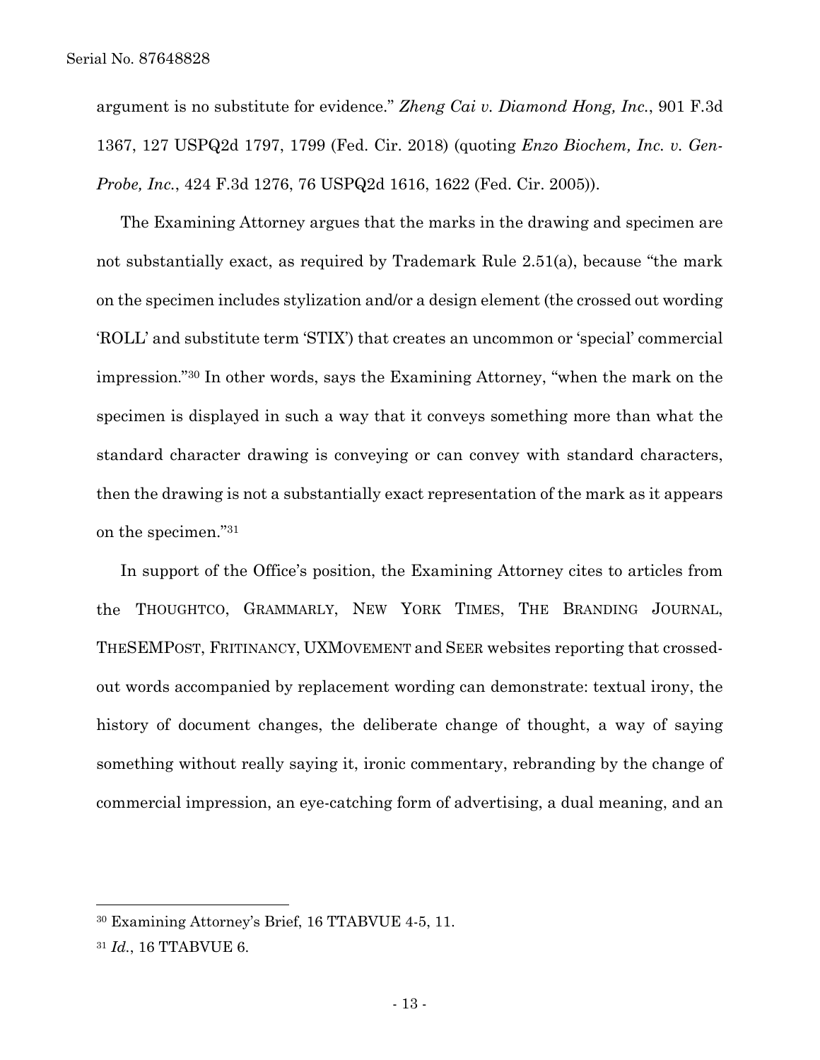argument is no substitute for evidence." *Zheng Cai v. Diamond Hong, Inc.*, 901 F.3d 1367, 127 USPQ2d 1797, 1799 (Fed. Cir. 2018) (quoting *Enzo Biochem, Inc. v. Gen-Probe, Inc.*, 424 F.3d 1276, 76 USPQ2d 1616, 1622 (Fed. Cir. 2005)).

The Examining Attorney argues that the marks in the drawing and specimen are not substantially exact, as required by Trademark Rule 2.51(a), because "the mark on the specimen includes stylization and/or a design element (the crossed out wording 'ROLL' and substitute term 'STIX') that creates an uncommon or 'special' commercial impression."[30] In other words, says the Examining Attorney, "when the mark on the specimen is displayed in such a way that it conveys something more than what the standard character drawing is conveying or can convey with standard characters, then the drawing is not a substantially exact representation of the mark as it appears on the specimen."[31]

In support of the Office's position, the Examining Attorney cites to articles from the THOUGHTCO, GRAMMARLY, NEW YORK TIMES, THE BRANDING JOURNAL, THESEMPOST, FRITINANCY, UXMOVEMENT and SEER websites reporting that crossed-out words accompanied by replacement wording can demonstrate: textual irony, the history of document changes, the deliberate change of thought, a way of saying something without really saying it, ironic commentary, rebranding by the change of commercial impression, an eye-catching form of advertising, a dual meaning, and an

---

[30] Examining Attorney's Brief, 16 TTABVUE 4-5, 11.

[31] *Id.*, 16 TTABVUE 6.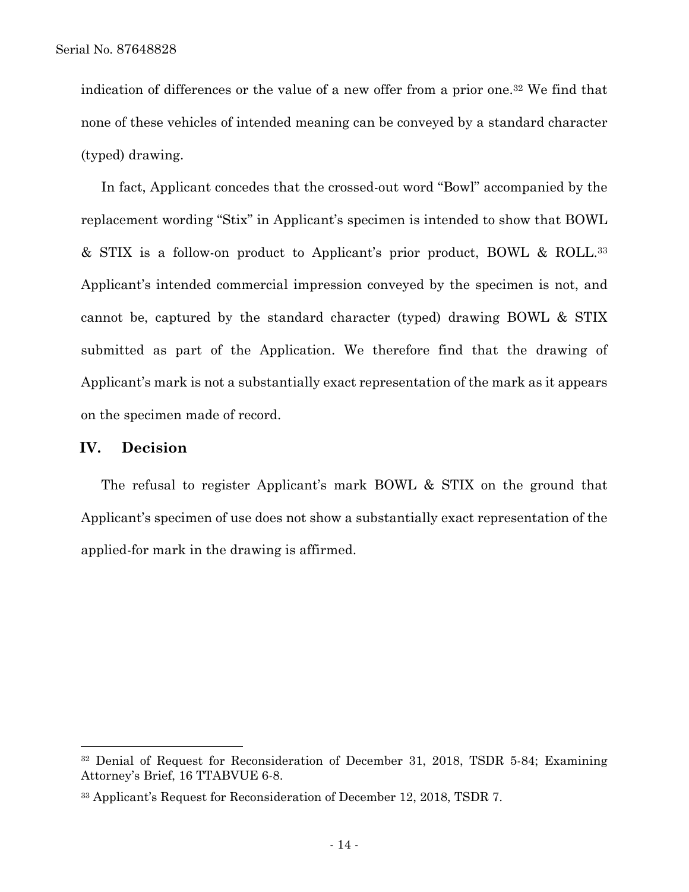indication of differences or the value of a new offer from a prior one.[32] We find that none of these vehicles of intended meaning can be conveyed by a standard character (typed) drawing.

In fact, Applicant concedes that the crossed-out word "Bowl" accompanied by the replacement wording "Stix" in Applicant's specimen is intended to show that BOWL & STIX is a follow-on product to Applicant's prior product, BOWL & ROLL.[33] Applicant's intended commercial impression conveyed by the specimen is not, and cannot be, captured by the standard character (typed) drawing BOWL & STIX submitted as part of the Application. We therefore find that the drawing of Applicant's mark is not a substantially exact representation of the mark as it appears on the specimen made of record.

## IV. Decision

The refusal to register Applicant's mark BOWL & STIX on the ground that Applicant's specimen of use does not show a substantially exact representation of the applied-for mark in the drawing is affirmed.

---

[32] Denial of Request for Reconsideration of December 31, 2018, TSDR 5-84; Examining Attorney's Brief, 16 TTABVUE 6-8.

[33] Applicant's Request for Reconsideration of December 12, 2018, TSDR 7.